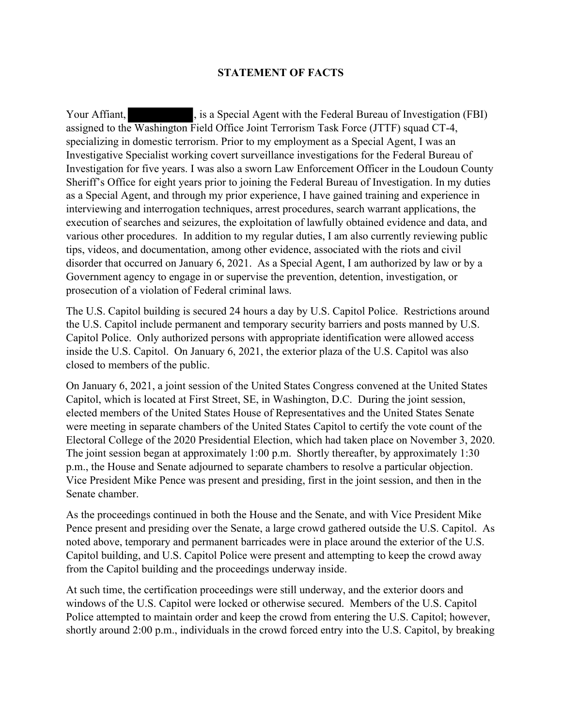# STATEMENT OF FACTS

Your Affiant, [REDACTED], is a Special Agent with the Federal Bureau of Investigation (FBI) assigned to the Washington Field Office Joint Terrorism Task Force (JTTF) squad CT-4, specializing in domestic terrorism. Prior to my employment as a Special Agent, I was an Investigative Specialist working covert surveillance investigations for the Federal Bureau of Investigation for five years. I was also a sworn Law Enforcement Officer in the Loudoun County Sheriff's Office for eight years prior to joining the Federal Bureau of Investigation. In my duties as a Special Agent, and through my prior experience, I have gained training and experience in interviewing and interrogation techniques, arrest procedures, search warrant applications, the execution of searches and seizures, the exploitation of lawfully obtained evidence and data, and various other procedures. In addition to my regular duties, I am also currently reviewing public tips, videos, and documentation, among other evidence, associated with the riots and civil disorder that occurred on January 6, 2021. As a Special Agent, I am authorized by law or by a Government agency to engage in or supervise the prevention, detention, investigation, or prosecution of a violation of Federal criminal laws.

The U.S. Capitol building is secured 24 hours a day by U.S. Capitol Police. Restrictions around the U.S. Capitol include permanent and temporary security barriers and posts manned by U.S. Capitol Police. Only authorized persons with appropriate identification were allowed access inside the U.S. Capitol. On January 6, 2021, the exterior plaza of the U.S. Capitol was also closed to members of the public.

On January 6, 2021, a joint session of the United States Congress convened at the United States Capitol, which is located at First Street, SE, in Washington, D.C. During the joint session, elected members of the United States House of Representatives and the United States Senate were meeting in separate chambers of the United States Capitol to certify the vote count of the Electoral College of the 2020 Presidential Election, which had taken place on November 3, 2020. The joint session began at approximately 1:00 p.m. Shortly thereafter, by approximately 1:30 p.m., the House and Senate adjourned to separate chambers to resolve a particular objection. Vice President Mike Pence was present and presiding, first in the joint session, and then in the Senate chamber.

As the proceedings continued in both the House and the Senate, and with Vice President Mike Pence present and presiding over the Senate, a large crowd gathered outside the U.S. Capitol. As noted above, temporary and permanent barricades were in place around the exterior of the U.S. Capitol building, and U.S. Capitol Police were present and attempting to keep the crowd away from the Capitol building and the proceedings underway inside.

At such time, the certification proceedings were still underway, and the exterior doors and windows of the U.S. Capitol were locked or otherwise secured. Members of the U.S. Capitol Police attempted to maintain order and keep the crowd from entering the U.S. Capitol; however, shortly around 2:00 p.m., individuals in the crowd forced entry into the U.S. Capitol, by breaking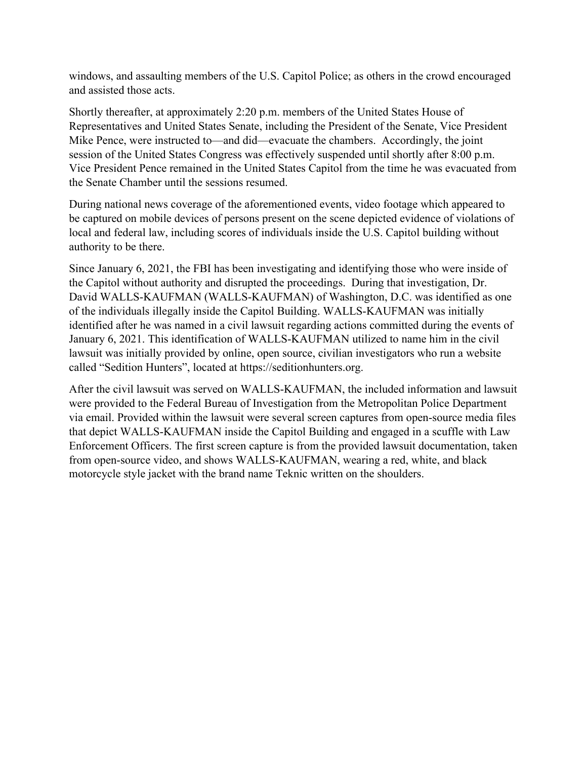windows, and assaulting members of the U.S. Capitol Police; as others in the crowd encouraged and assisted those acts.

Shortly thereafter, at approximately 2:20 p.m. members of the United States House of Representatives and United States Senate, including the President of the Senate, Vice President Mike Pence, were instructed to—and did—evacuate the chambers. Accordingly, the joint session of the United States Congress was effectively suspended until shortly after 8:00 p.m. Vice President Pence remained in the United States Capitol from the time he was evacuated from the Senate Chamber until the sessions resumed.

During national news coverage of the aforementioned events, video footage which appeared to be captured on mobile devices of persons present on the scene depicted evidence of violations of local and federal law, including scores of individuals inside the U.S. Capitol building without authority to be there.

Since January 6, 2021, the FBI has been investigating and identifying those who were inside of the Capitol without authority and disrupted the proceedings. During that investigation, Dr. David WALLS-KAUFMAN (WALLS-KAUFMAN) of Washington, D.C. was identified as one of the individuals illegally inside the Capitol Building. WALLS-KAUFMAN was initially identified after he was named in a civil lawsuit regarding actions committed during the events of January 6, 2021. This identification of WALLS-KAUFMAN utilized to name him in the civil lawsuit was initially provided by online, open source, civilian investigators who run a website called "Sedition Hunters", located at https://seditionhunters.org.

After the civil lawsuit was served on WALLS-KAUFMAN, the included information and lawsuit were provided to the Federal Bureau of Investigation from the Metropolitan Police Department via email. Provided within the lawsuit were several screen captures from open-source media files that depict WALLS-KAUFMAN inside the Capitol Building and engaged in a scuffle with Law Enforcement Officers. The first screen capture is from the provided lawsuit documentation, taken from open-source video, and shows WALLS-KAUFMAN, wearing a red, white, and black motorcycle style jacket with the brand name Teknic written on the shoulders.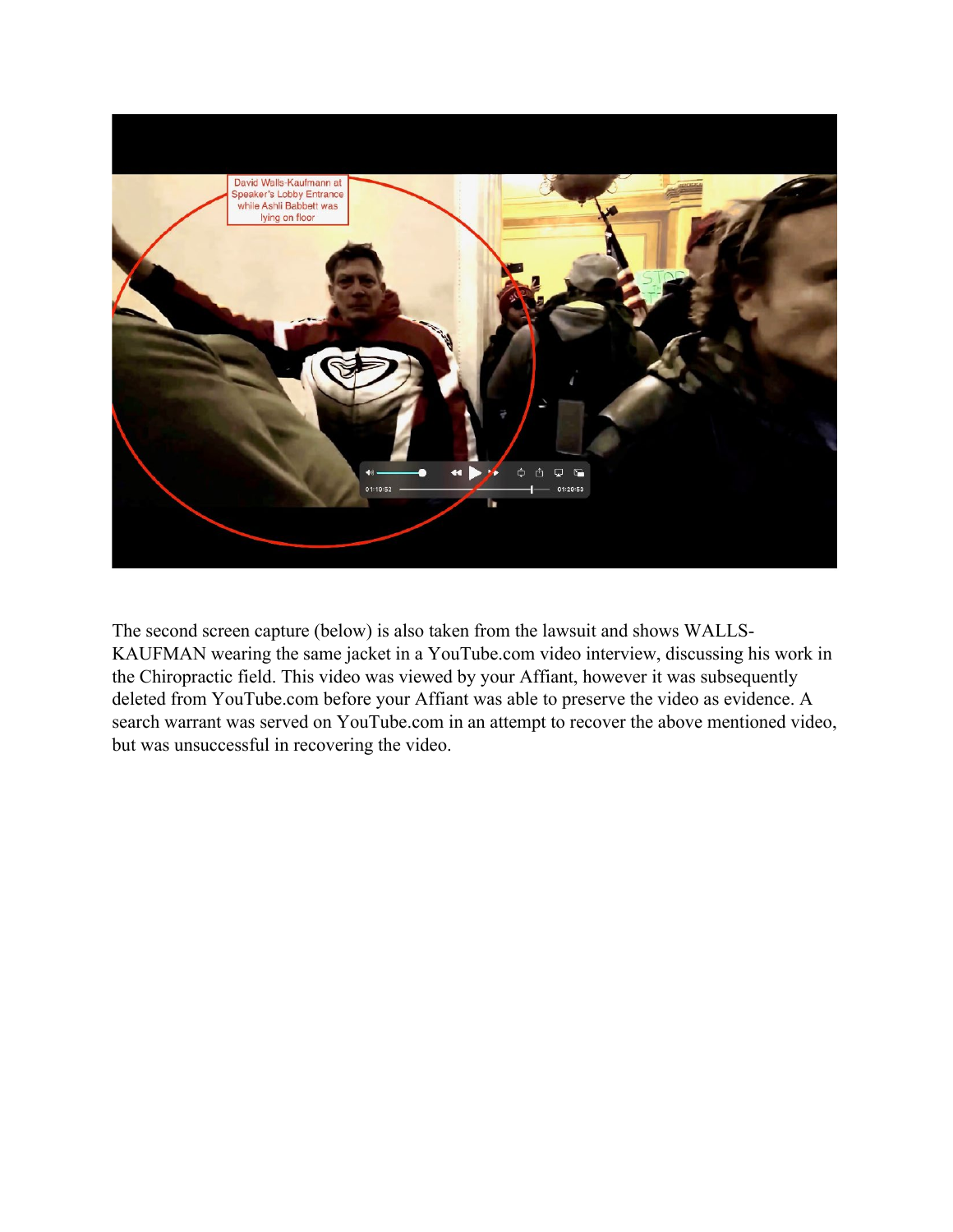The second screen capture (below) is also taken from the lawsuit and shows WALLS-KAUFMAN wearing the same jacket in a YouTube.com video interview, discussing his work in the Chiropractic field. This video was viewed by your Affiant, however it was subsequently deleted from YouTube.com before your Affiant was able to preserve the video as evidence. A search warrant was served on YouTube.com in an attempt to recover the above mentioned video, but was unsuccessful in recovering the video.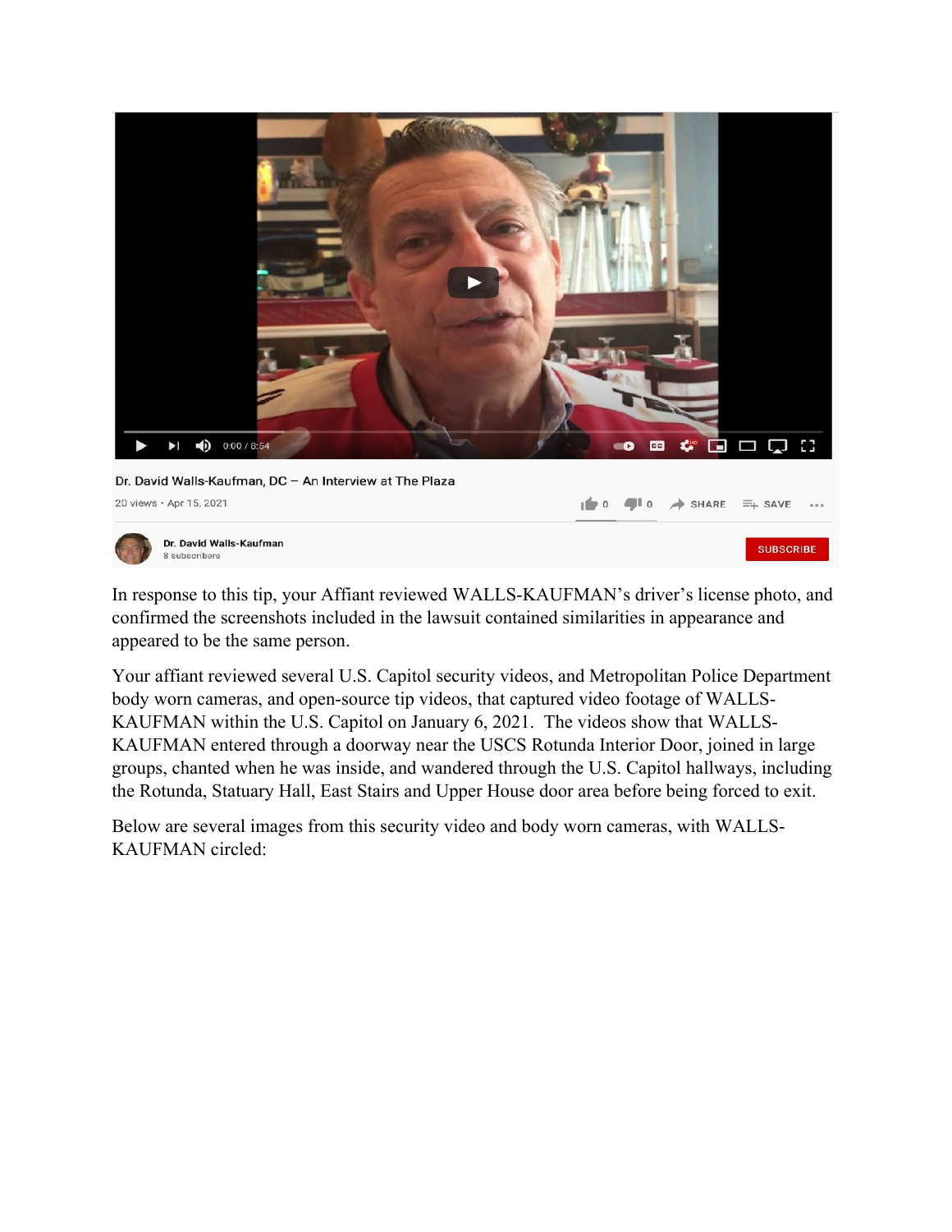Dr. David Walls-Kaufman, DC – An Interview at The Plaza

20 views • Apr 15, 2021

Dr. David Walls-Kaufman

8 subscribers

In response to this tip, your Affiant reviewed WALLS-KAUFMAN's driver's license photo, and confirmed the screenshots included in the lawsuit contained similarities in appearance and appeared to be the same person.

Your affiant reviewed several U.S. Capitol security videos, and Metropolitan Police Department body worn cameras, and open-source tip videos, that captured video footage of WALLS-KAUFMAN within the U.S. Capitol on January 6, 2021. The videos show that WALLS-KAUFMAN entered through a doorway near the USCS Rotunda Interior Door, joined in large groups, chanted when he was inside, and wandered through the U.S. Capitol hallways, including the Rotunda, Statuary Hall, East Stairs and Upper House door area before being forced to exit.

Below are several images from this security video and body worn cameras, with WALLS-KAUFMAN circled: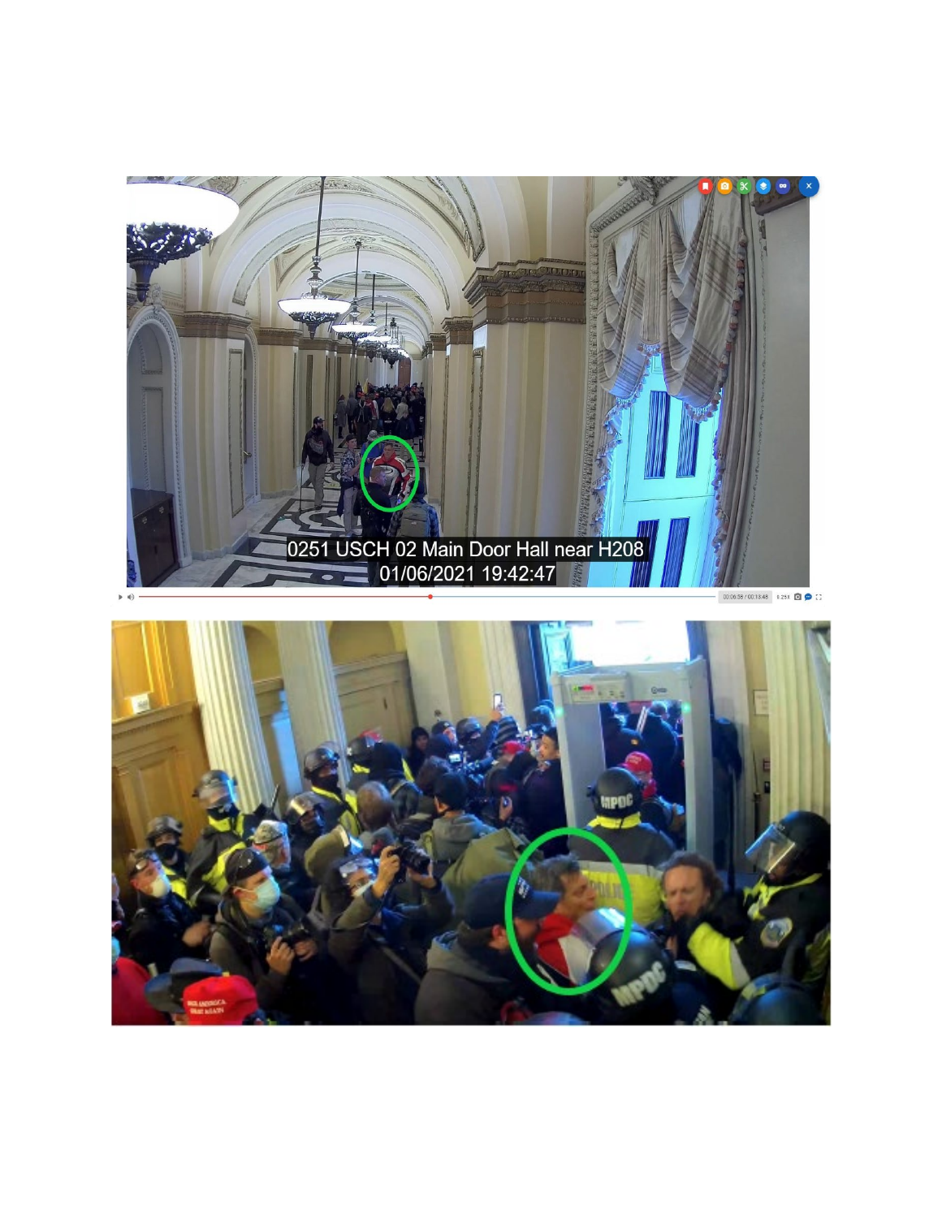0251 USCH 02 Main Door Hall near H208
01/06/2021 19:42:47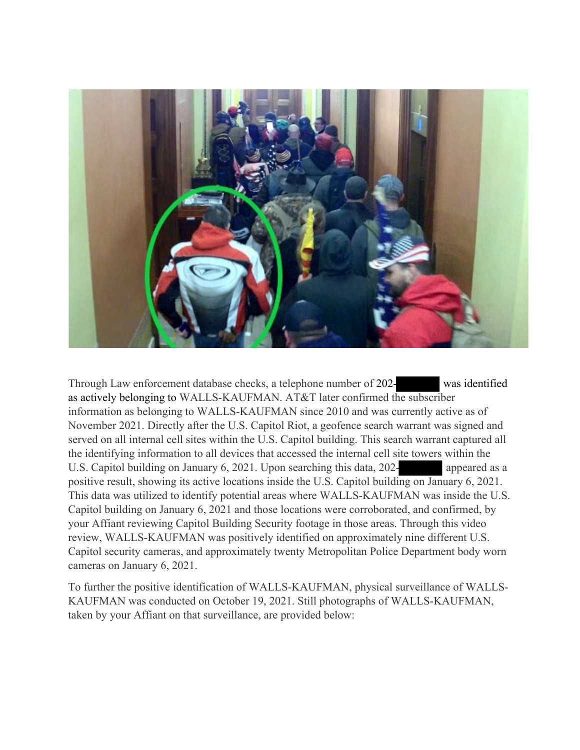Through Law enforcement database checks, a telephone number of 202-[REDACTED] was identified as actively belonging to WALLS-KAUFMAN. AT&T later confirmed the subscriber information as belonging to WALLS-KAUFMAN since 2010 and was currently active as of November 2021. Directly after the U.S. Capitol Riot, a geofence search warrant was signed and served on all internal cell sites within the U.S. Capitol building. This search warrant captured all the identifying information to all devices that accessed the internal cell site towers within the U.S. Capitol building on January 6, 2021. Upon searching this data, 202-[REDACTED] appeared as a positive result, showing its active locations inside the U.S. Capitol building on January 6, 2021. This data was utilized to identify potential areas where WALLS-KAUFMAN was inside the U.S. Capitol building on January 6, 2021 and those locations were corroborated, and confirmed, by your Affiant reviewing Capitol Building Security footage in those areas. Through this video review, WALLS-KAUFMAN was positively identified on approximately nine different U.S. Capitol security cameras, and approximately twenty Metropolitan Police Department body worn cameras on January 6, 2021.

To further the positive identification of WALLS-KAUFMAN, physical surveillance of WALLS-KAUFMAN was conducted on October 19, 2021. Still photographs of WALLS-KAUFMAN, taken by your Affiant on that surveillance, are provided below: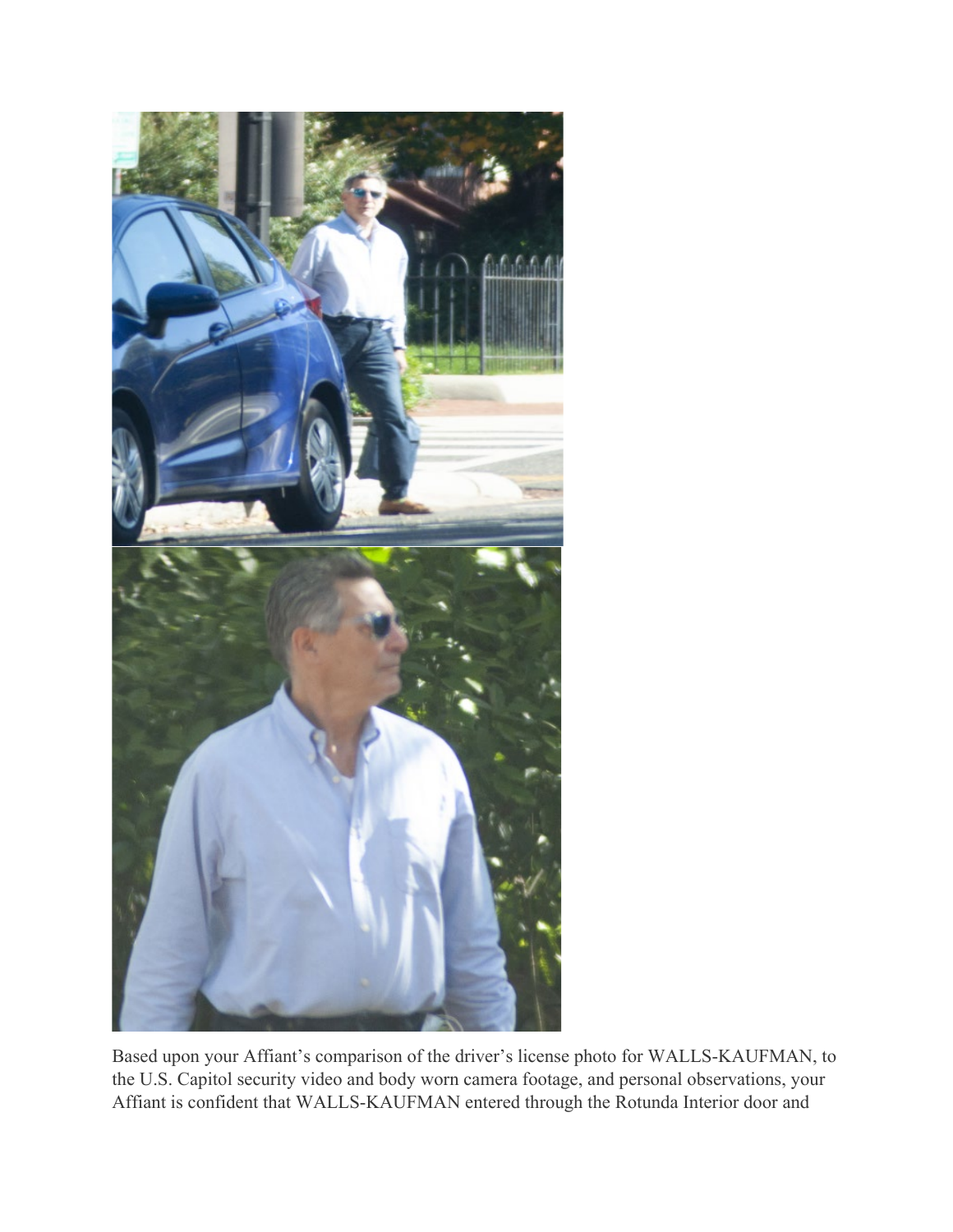Based upon your Affiant's comparison of the driver's license photo for WALLS-KAUFMAN, to the U.S. Capitol security video and body worn camera footage, and personal observations, your Affiant is confident that WALLS-KAUFMAN entered through the Rotunda Interior door and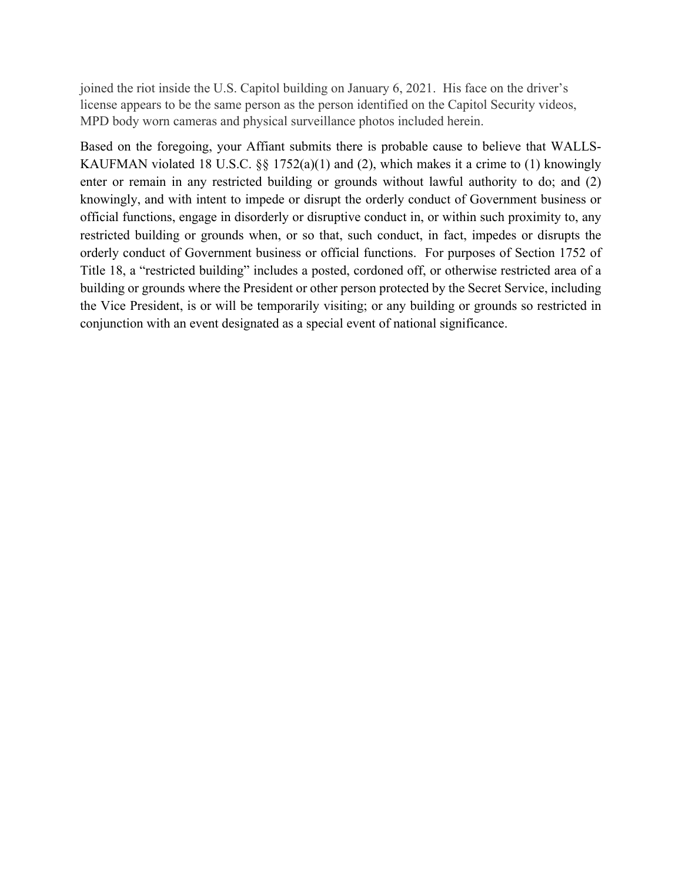joined the riot inside the U.S. Capitol building on January 6, 2021. His face on the driver's license appears to be the same person as the person identified on the Capitol Security videos, MPD body worn cameras and physical surveillance photos included herein.

Based on the foregoing, your Affiant submits there is probable cause to believe that WALLS-KAUFMAN violated 18 U.S.C. §§ 1752(a)(1) and (2), which makes it a crime to (1) knowingly enter or remain in any restricted building or grounds without lawful authority to do; and (2) knowingly, and with intent to impede or disrupt the orderly conduct of Government business or official functions, engage in disorderly or disruptive conduct in, or within such proximity to, any restricted building or grounds when, or so that, such conduct, in fact, impedes or disrupts the orderly conduct of Government business or official functions. For purposes of Section 1752 of Title 18, a "restricted building" includes a posted, cordoned off, or otherwise restricted area of a building or grounds where the President or other person protected by the Secret Service, including the Vice President, is or will be temporarily visiting; or any building or grounds so restricted in conjunction with an event designated as a special event of national significance.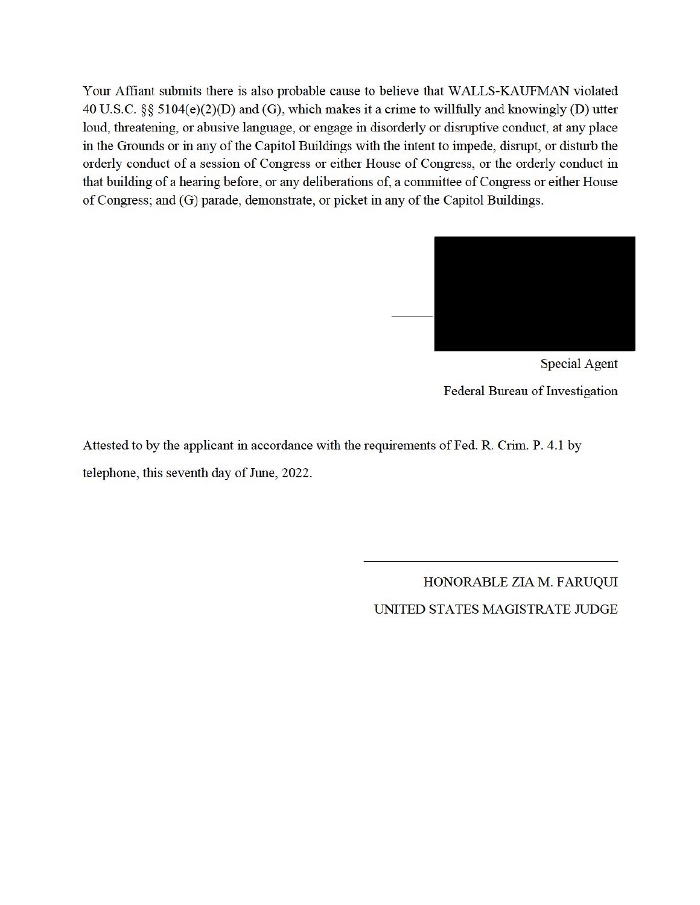Your Affiant submits there is also probable cause to believe that WALLS-KAUFMAN violated 40 U.S.C. §§ 5104(e)(2)(D) and (G), which makes it a crime to willfully and knowingly (D) utter loud, threatening, or abusive language, or engage in disorderly or disruptive conduct, at any place in the Grounds or in any of the Capitol Buildings with the intent to impede, disrupt, or disturb the orderly conduct of a session of Congress or either House of Congress, or the orderly conduct in that building of a hearing before, or any deliberations of, a committee of Congress or either House of Congress; and (G) parade, demonstrate, or picket in any of the Capitol Buildings.

Special Agent

Federal Bureau of Investigation

Attested to by the applicant in accordance with the requirements of Fed. R. Crim. P. 4.1 by telephone, this seventh day of June, 2022.

HONORABLE ZIA M. FARUQUI

UNITED STATES MAGISTRATE JUDGE